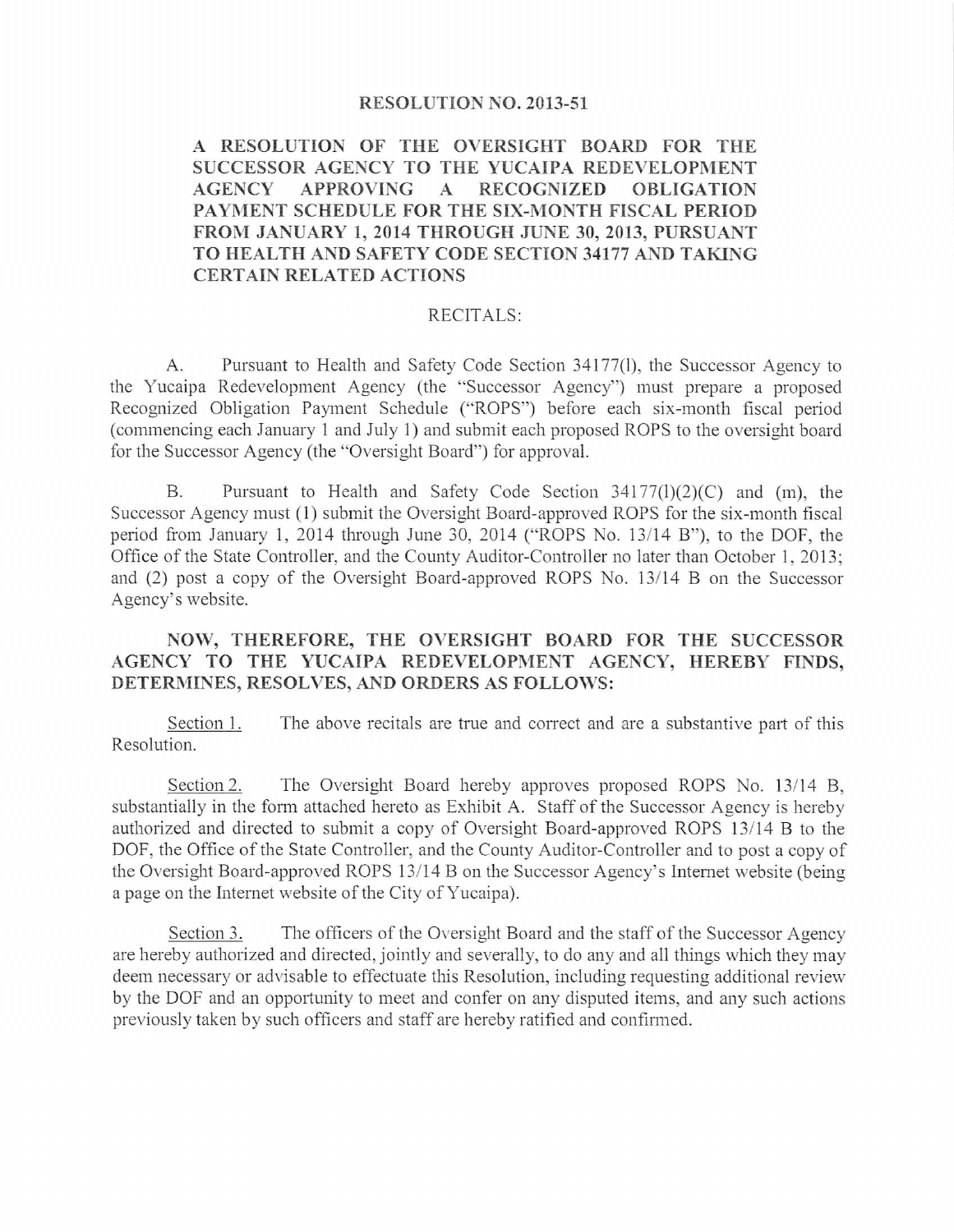# RESOLUTION NO. 2013-51

## A RESOLUTION OF THE OVERSIGHT BOARD FOR THE SUCCESSOR AGENCY TO THE YUCAIPA REDEVELOPMENT AGENCY APPROVING A RECOGNIZED OBLIGATION PAYMENT SCHEDULE FOR THE SIX-MONTH FISCAL PERIOD FROM JANUARY 1, 2014 THROUGH JUNE 30, 2013, PURSUANT TO HEALTH AND SAFETY CODE SECTION 34177 AND TAKING CERTAIN RELATED ACTIONS

RECITALS:

A. Pursuant to Health and Safety Code Section 34177(l), the Successor Agency to the Yucaipa Redevelopment Agency (the "Successor Agency") must prepare a proposed Recognized Obligation Payment Schedule ("ROPS") before each six-month fiscal period (commencing each January 1 and July 1) and submit each proposed ROPS to the oversight board for the Successor Agency (the "Oversight Board") for approval.

B. Pursuant to Health and Safety Code Section 34177(l)(2)(C) and (m), the Successor Agency must (1) submit the Oversight Board-approved ROPS for the six-month fiscal period from January 1, 2014 through June 30, 2014 ("ROPS No. 13/14 B"), to the DOF, the Office of the State Controller, and the County Auditor-Controller no later than October 1, 2013; and (2) post a copy of the Oversight Board-approved ROPS No. 13/14 B on the Successor Agency's website.

**NOW, THEREFORE, THE OVERSIGHT BOARD FOR THE SUCCESSOR AGENCY TO THE YUCAIPA REDEVELOPMENT AGENCY, HEREBY FINDS, DETERMINES, RESOLVES, AND ORDERS AS FOLLOWS:**

Section 1. The above recitals are true and correct and are a substantive part of this Resolution.

Section 2. The Oversight Board hereby approves proposed ROPS No. 13/14 B, substantially in the form attached hereto as Exhibit A. Staff of the Successor Agency is hereby authorized and directed to submit a copy of Oversight Board-approved ROPS 13/14 B to the DOF, the Office of the State Controller, and the County Auditor-Controller and to post a copy of the Oversight Board-approved ROPS 13/14 B on the Successor Agency's Internet website (being a page on the Internet website of the City of Yucaipa).

Section 3. The officers of the Oversight Board and the staff of the Successor Agency are hereby authorized and directed, jointly and severally, to do any and all things which they may deem necessary or advisable to effectuate this Resolution, including requesting additional review by the DOF and an opportunity to meet and confer on any disputed items, and any such actions previously taken by such officers and staff are hereby ratified and confirmed.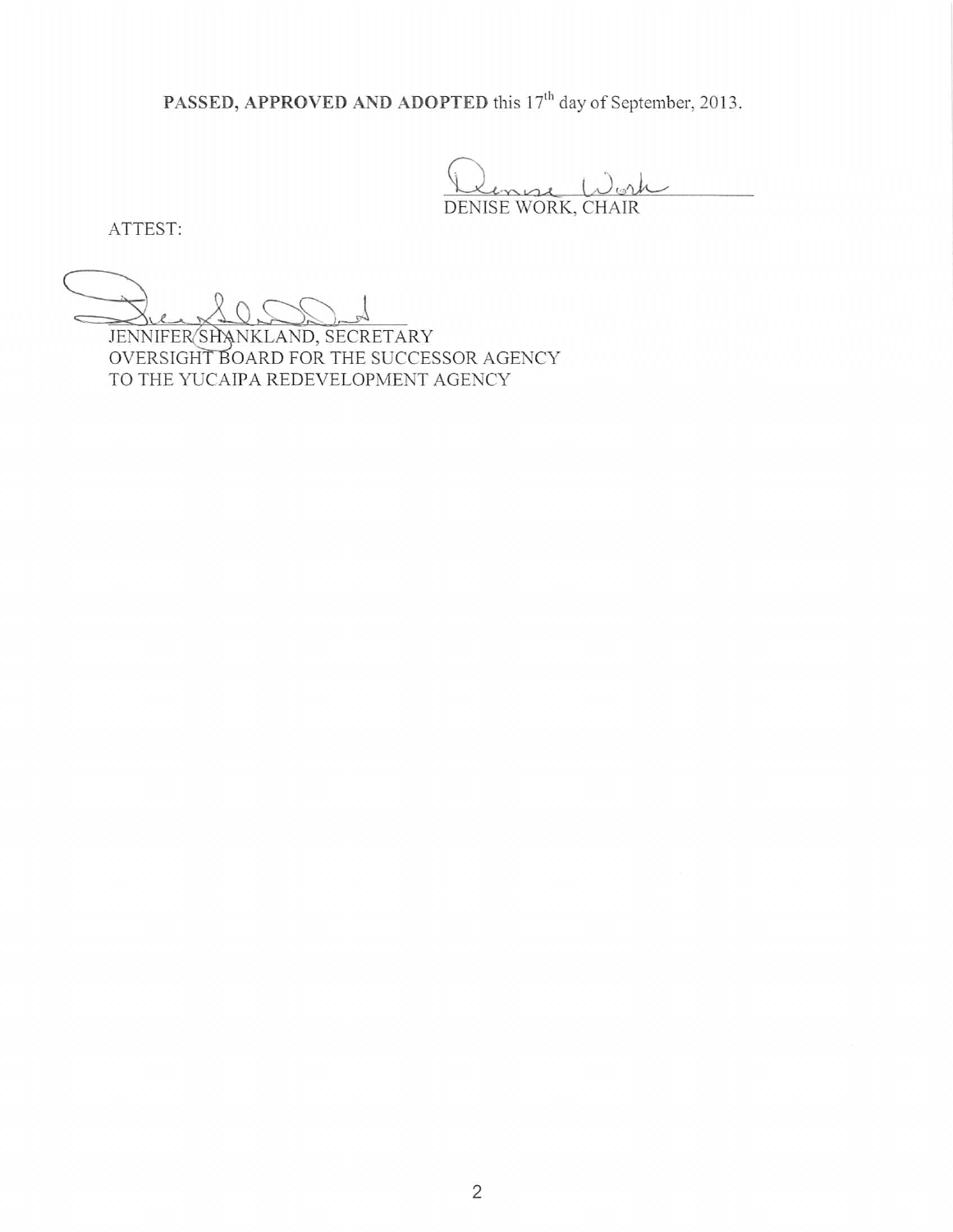**PASSED, APPROVED AND ADOPTED** this 17th day of September, 2013.

DENISE WORK, CHAIR

ATTEST:

JENNIFER SHANKLAND, SECRETARY
OVERSIGHT BOARD FOR THE SUCCESSOR AGENCY
TO THE YUCAIPA REDEVELOPMENT AGENCY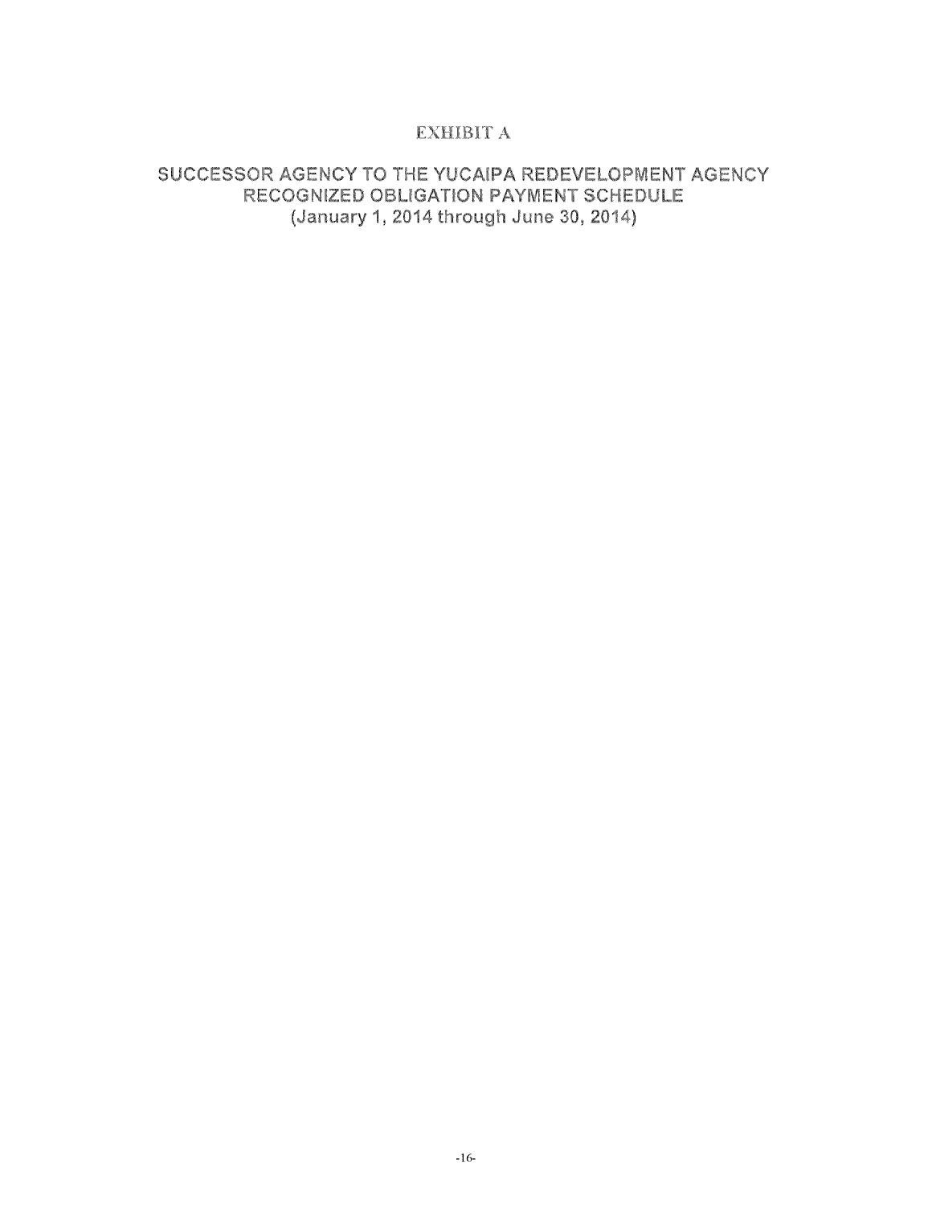# EXHIBIT A

## SUCCESSOR AGENCY TO THE YUCAIPA REDEVELOPMENT AGENCY
## RECOGNIZED OBLIGATION PAYMENT SCHEDULE
## (January 1, 2014 through June 30, 2014)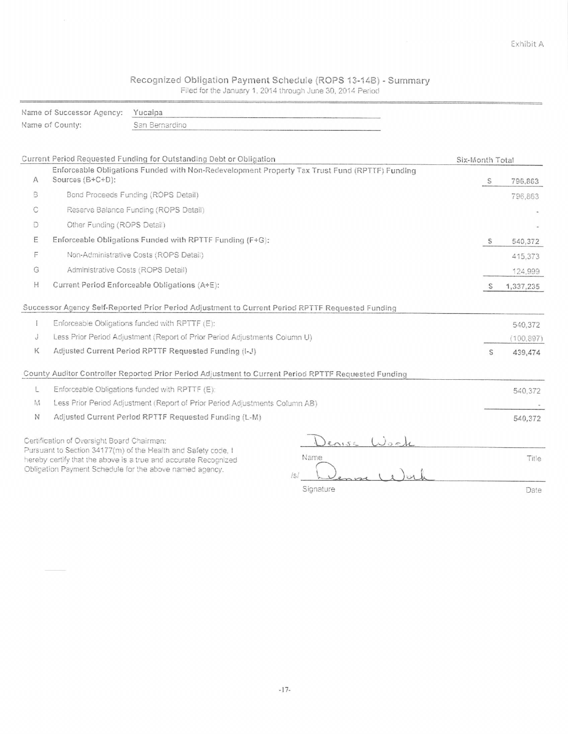Exhibit A

# Recognized Obligation Payment Schedule (ROPS 13-14B) - Summary

Filed for the January 1, 2014 through June 30, 2014 Period

Name of Successor Agency: Yucaipa

Name of County: San Bernardino

| | Current Period Requested Funding for Outstanding Debt or Obligation | Six-Month Total |
|---|---|---|
| A | Enforceable Obligations Funded with Non-Redevelopment Property Tax Trust Fund (RPTTF) Funding Sources (B+C+D): | $ 796,863 |
| B | Bond Proceeds Funding (ROPS Detail) | 796,863 |
| C | Reserve Balance Funding (ROPS Detail) | - |
| D | Other Funding (ROPS Detail) | - |
| E | Enforceable Obligations Funded with RPTTF Funding (F+G): | $ 540,372 |
| F | Non-Administrative Costs (ROPS Detail) | 415,373 |
| G | Administrative Costs (ROPS Detail) | 124,999 |
| H | Current Period Enforceable Obligations (A+E): | $ 1,337,235 |

| | Successor Agency Self-Reported Prior Period Adjustment to Current Period RPTTF Requested Funding | |
|---|---|---|
| I | Enforceable Obligations funded with RPTTF (E): | 540,372 |
| J | Less Prior Period Adjustment (Report of Prior Period Adjustments Column U) | (100,897) |
| K | Adjusted Current Period RPTTF Requested Funding (I-J) | $ 439,474 |

| | County Auditor Controller Reported Prior Period Adjustment to Current Period RPTTF Requested Funding | |
|---|---|---|
| L | Enforceable Obligations funded with RPTTF (E): | 540,372 |
| M | Less Prior Period Adjustment (Report of Prior Period Adjustments Column AB) | - |
| N | Adjusted Current Period RPTTF Requested Funding (L-M) | 540,372 |

Certification of Oversight Board Chairman:
Pursuant to Section 34177(m) of the Health and Safety code, I hereby certify that the above is a true and accurate Recognized Obligation Payment Schedule for the above named agency.

Denise Work
Name — Title

/s/ Denise Work
Signature — Date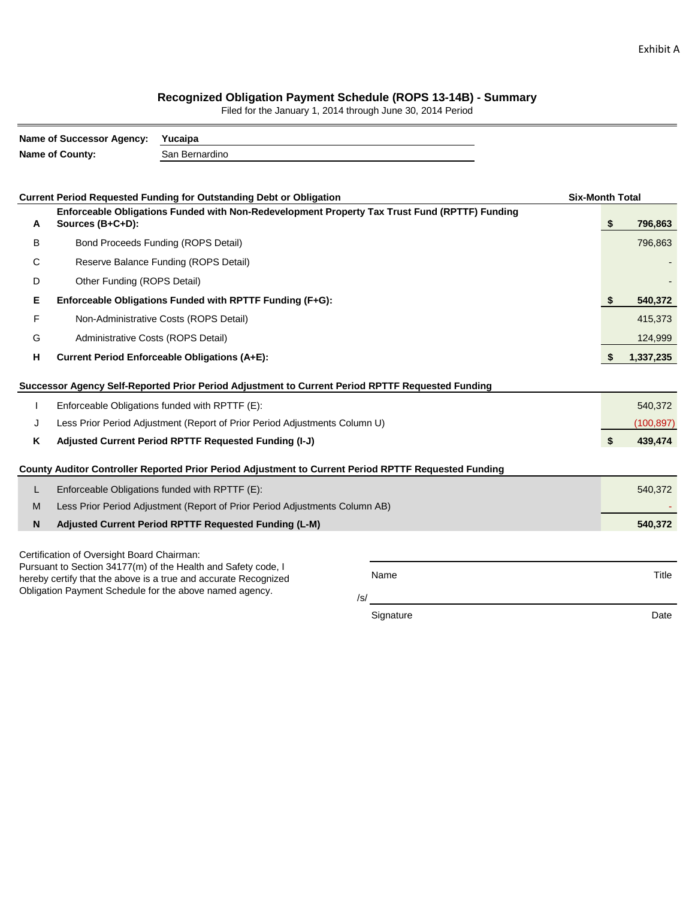Exhibit A

# Recognized Obligation Payment Schedule (ROPS 13-14B) - Summary

Filed for the January 1, 2014 through June 30, 2014 Period

**Name of Successor Agency:** **Yucaipa**

**Name of County:** San Bernardino

| | Current Period Requested Funding for Outstanding Debt or Obligation | Six-Month Total |
|---|---|---|
| **A** | **Enforceable Obligations Funded with Non-Redevelopment Property Tax Trust Fund (RPTTF) Funding Sources (B+C+D):** | **$ 796,863** |
| B | Bond Proceeds Funding (ROPS Detail) | 796,863 |
| C | Reserve Balance Funding (ROPS Detail) | - |
| D | Other Funding (ROPS Detail) | - |
| **E** | **Enforceable Obligations Funded with RPTTF Funding (F+G):** | **$ 540,372** |
| F | Non-Administrative Costs (ROPS Detail) | 415,373 |
| G | Administrative Costs (ROPS Detail) | 124,999 |
| **H** | **Current Period Enforceable Obligations (A+E):** | **$ 1,337,235** |

| | Successor Agency Self-Reported Prior Period Adjustment to Current Period RPTTF Requested Funding | |
|---|---|---|
| I | Enforceable Obligations funded with RPTTF (E): | 540,372 |
| J | Less Prior Period Adjustment (Report of Prior Period Adjustments Column U) | (100,897) |
| **K** | **Adjusted Current Period RPTTF Requested Funding (I-J)** | **$ 439,474** |

| | County Auditor Controller Reported Prior Period Adjustment to Current Period RPTTF Requested Funding | |
|---|---|---|
| L | Enforceable Obligations funded with RPTTF (E): | 540,372 |
| M | Less Prior Period Adjustment (Report of Prior Period Adjustments Column AB) | - |
| **N** | **Adjusted Current Period RPTTF Requested Funding (L-M)** | **540,372** |

Certification of Oversight Board Chairman:
Pursuant to Section 34177(m) of the Health and Safety code, I hereby certify that the above is a true and accurate Recognized Obligation Payment Schedule for the above named agency.

Name ______________________ Title

/s/ ______________________

Signature ______________________ Date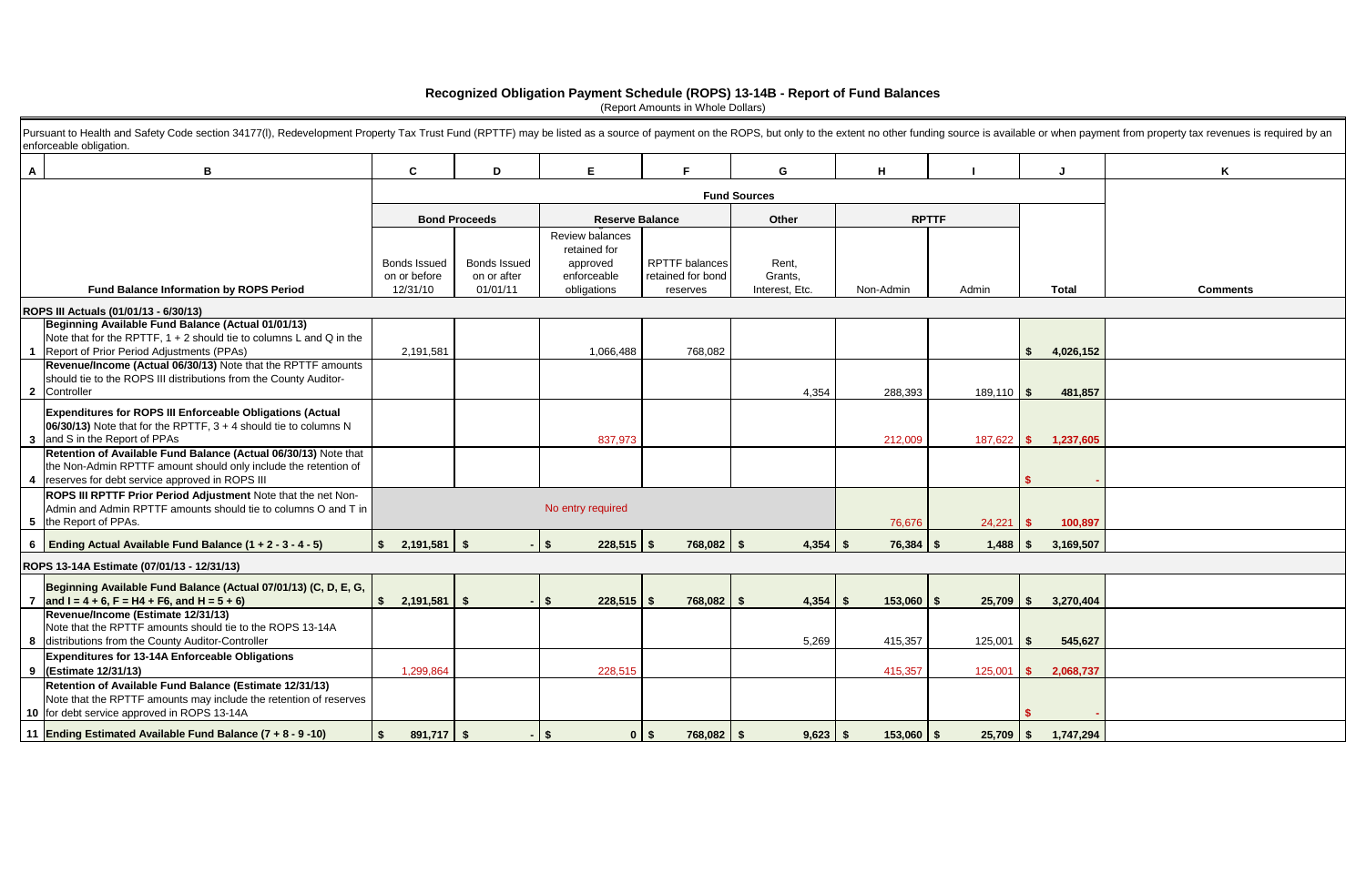# Recognized Obligation Payment Schedule (ROPS) 13-14B - Report of Fund Balances

(Report Amounts in Whole Dollars)

Pursuant to Health and Safety Code section 34177(l), Redevelopment Property Tax Trust Fund (RPTTF) may be listed as a source of payment on the ROPS, but only to the extent no other funding source is available or when payment from property tax revenues is required by an enforceable obligation.

| A | B | C | D | E | F | G | H | I | J | K |
|---|---|---|---|---|---|---|---|---|---|---|
| | | Fund Sources | | | | | | | | |
| | | Bond Proceeds | | Reserve Balance | | Other | RPTTF | | | |
| | Fund Balance Information by ROPS Period | Bonds Issued on or before 12/31/10 | Bonds Issued on or after 01/01/11 | Review balances retained for approved enforceable obligations | RPTTF balances retained for bond reserves | Rent, Grants, Interest, Etc. | Non-Admin | Admin | Total | Comments |
| | **ROPS III Actuals (01/01/13 - 6/30/13)** | | | | | | | | | |
| 1 | **Beginning Available Fund Balance (Actual 01/01/13)** Note that for the RPTTF, 1 + 2 should tie to columns L and Q in the Report of Prior Period Adjustments (PPAs) | 2,191,581 | | 1,066,488 | 768,082 | | | | $ 4,026,152 | |
| 2 | **Revenue/Income (Actual 06/30/13)** Note that the RPTTF amounts should tie to the ROPS III distributions from the County Auditor-Controller | | | | | 4,354 | 288,393 | 189,110 | $ 481,857 | |
| 3 | **Expenditures for ROPS III Enforceable Obligations (Actual 06/30/13)** Note that for the RPTTF, 3 + 4 should tie to columns N and S in the Report of PPAs | | | 837,973 | | | 212,009 | 187,622 | $ 1,237,605 | |
| 4 | **Retention of Available Fund Balance (Actual 06/30/13)** Note that the Non-Admin RPTTF amount should only include the retention of reserves for debt service approved in ROPS III | | | | | | | | $ - | |
| 5 | **ROPS III RPTTF Prior Period Adjustment** Note that the net Non-Admin and Admin RPTTF amounts should tie to columns O and T in the Report of PPAs. | No entry required | | | | | 76,676 | 24,221 | $ 100,897 | |
| 6 | **Ending Actual Available Fund Balance (1 + 2 - 3 - 4 - 5)** | $ 2,191,581 | $ - | $ 228,515 | $ 768,082 | $ 4,354 | $ 76,384 | $ 1,488 | $ 3,169,507 | |
| | **ROPS 13-14A Estimate (07/01/13 - 12/31/13)** | | | | | | | | | |
| 7 | **Beginning Available Fund Balance (Actual 07/01/13) (C, D, E, G, and I = 4 + 6, F = H4 + F6, and H = 5 + 6)** | $ 2,191,581 | $ - | $ 228,515 | $ 768,082 | $ 4,354 | $ 153,060 | $ 25,709 | $ 3,270,404 | |
| 8 | **Revenue/Income (Estimate 12/31/13)** Note that the RPTTF amounts should tie to the ROPS 13-14A distributions from the County Auditor-Controller | | | | | 5,269 | 415,357 | 125,001 | $ 545,627 | |
| 9 | **Expenditures for 13-14A Enforceable Obligations (Estimate 12/31/13)** | 1,299,864 | | 228,515 | | | 415,357 | 125,001 | $ 2,068,737 | |
| 10 | **Retention of Available Fund Balance (Estimate 12/31/13)** Note that the RPTTF amounts may include the retention of reserves for debt service approved in ROPS 13-14A | | | | | | | | $ - | |
| 11 | **Ending Estimated Available Fund Balance (7 + 8 - 9 -10)** | $ 891,717 | $ - | $ 0 | $ 768,082 | $ 9,623 | $ 153,060 | $ 25,709 | $ 1,747,294 | |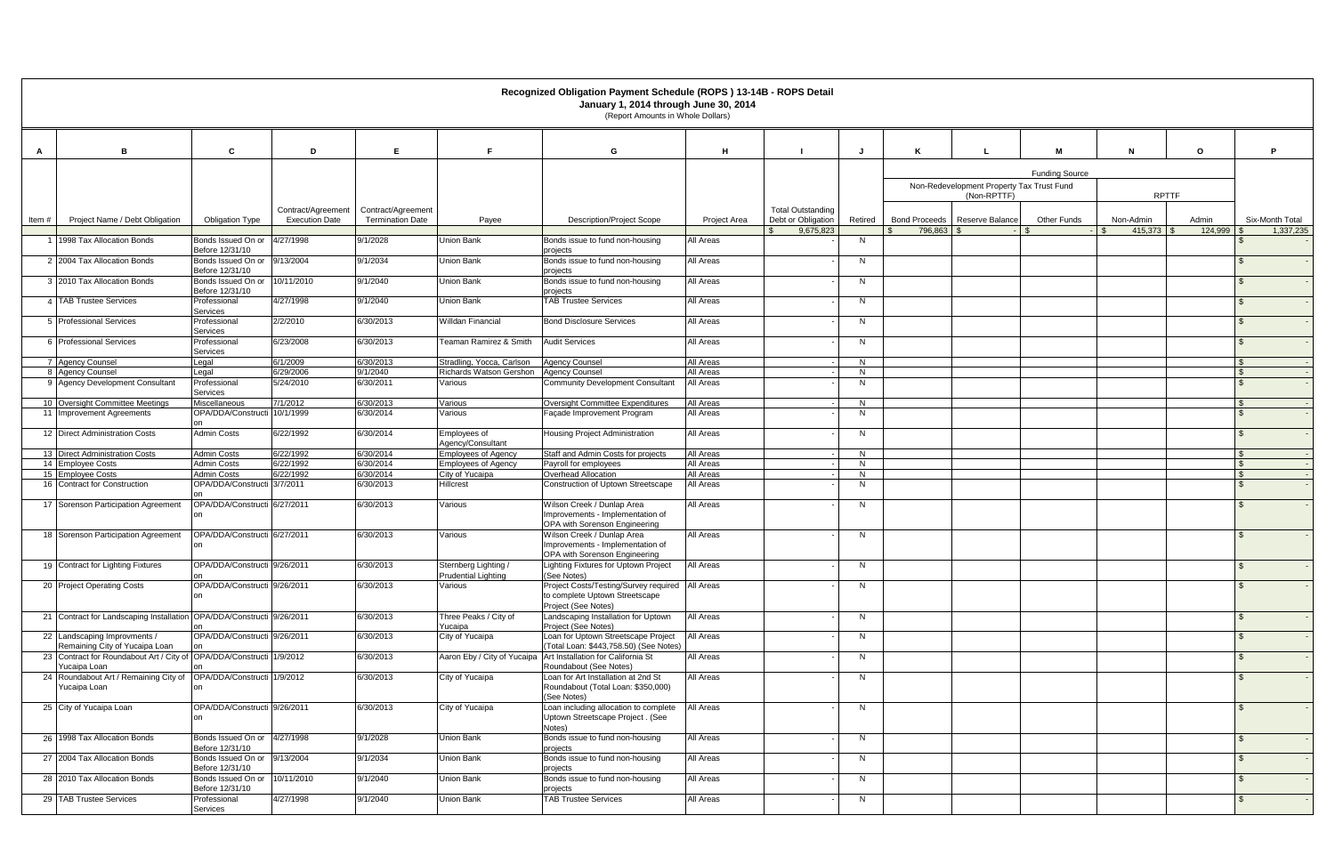# Recognized Obligation Payment Schedule (ROPS ) 13-14B - ROPS Detail

**January 1, 2014 through June 30, 2014**

(Report Amounts in Whole Dollars)

| A | B | C | D | E | F | G | H | I | J | K | L | M | N | O | P |
|---|---|---|---|---|---|---|---|---|---|---|---|---|---|---|---|
| | | | | | | | | | | Funding Source | | | | | |
| | | | | | | | | | | Non-Redevelopment Property Tax Trust Fund (Non-RPTTF) | | | RPTTF | | |
| Item # | Project Name / Debt Obligation | Obligation Type | Contract/Agreement Execution Date | Contract/Agreement Termination Date | Payee | Description/Project Scope | Project Area | Total Outstanding Debt or Obligation | Retired | Bond Proceeds | Reserve Balance | Other Funds | Non-Admin | Admin | Six-Month Total |
| | | | | | | | | $ 9,675,823 | | $ 796,863 | $ - | $ - | $ 415,373 | $ 124,999 | $ 1,337,235 |
| 1 | 1998 Tax Allocation Bonds | Bonds Issued On or Before 12/31/10 | 4/27/1998 | 9/1/2028 | Union Bank | Bonds issue to fund non-housing projects | All Areas | - | N | | | | | | $ - |
| 2 | 2004 Tax Allocation Bonds | Bonds Issued On or Before 12/31/10 | 9/13/2004 | 9/1/2034 | Union Bank | Bonds issue to fund non-housing projects | All Areas | - | N | | | | | | $ - |
| 3 | 2010 Tax Allocation Bonds | Bonds Issued On or Before 12/31/10 | 10/11/2010 | 9/1/2040 | Union Bank | Bonds issue to fund non-housing projects | All Areas | - | N | | | | | | $ - |
| 4 | TAB Trustee Services | Professional Services | 4/27/1998 | 9/1/2040 | Union Bank | TAB Trustee Services | All Areas | - | N | | | | | | $ - |
| 5 | Professional Services | Professional Services | 2/2/2010 | 6/30/2013 | Willdan Financial | Bond Disclosure Services | All Areas | - | N | | | | | | $ - |
| 6 | Professional Services | Professional Services | 6/23/2008 | 6/30/2013 | Teaman Ramirez & Smith | Audit Services | All Areas | - | N | | | | | | $ - |
| 7 | Agency Counsel | Legal | 6/1/2009 | 6/30/2013 | Stradling, Yocca, Carlson | Agency Counsel | All Areas | - | N | | | | | | $ - |
| 8 | Agency Counsel | Legal | 6/29/2006 | 9/1/2040 | Richards Watson Gershon | Agency Counsel | All Areas | - | N | | | | | | $ - |
| 9 | Agency Development Consultant | Professional Services | 5/24/2010 | 6/30/2011 | Various | Community Development Consultant | All Areas | - | N | | | | | | $ - |
| 10 | Oversight Committee Meetings | Miscellaneous | 7/1/2012 | 6/30/2013 | Various | Oversight Committee Expenditures | All Areas | - | N | | | | | | $ - |
| 11 | Improvement Agreements | OPA/DDA/Construction | 10/1/1999 | 6/30/2014 | Various | Façade Improvement Program | All Areas | - | N | | | | | | $ - |
| 12 | Direct Administration Costs | Admin Costs | 6/22/1992 | 6/30/2014 | Employees of Agency/Consultant | Housing Project Administration | All Areas | - | N | | | | | | $ - |
| 13 | Direct Administration Costs | Admin Costs | 6/22/1992 | 6/30/2014 | Employees of Agency | Staff and Admin Costs for projects | All Areas | - | N | | | | | | $ - |
| 14 | Employee Costs | Admin Costs | 6/22/1992 | 6/30/2014 | Employees of Agency | Payroll for employees | All Areas | - | N | | | | | | $ - |
| 15 | Employee Costs | Admin Costs | 6/22/1992 | 6/30/2014 | City of Yucaipa | Overhead Allocation | All Areas | - | N | | | | | | $ - |
| 16 | Contract for Construction | OPA/DDA/Construction | 3/7/2011 | 6/30/2013 | Hillcrest | Construction of Uptown Streetscape | All Areas | - | N | | | | | | $ - |
| 17 | Sorenson Participation Agreement | OPA/DDA/Construction | 6/27/2011 | 6/30/2013 | Various | Wilson Creek / Dunlap Area Improvements - Implementation of OPA with Sorenson Engineering | All Areas | - | N | | | | | | $ - |
| 18 | Sorenson Participation Agreement | OPA/DDA/Construction | 6/27/2011 | 6/30/2013 | Various | Wilson Creek / Dunlap Area Improvements - Implementation of OPA with Sorenson Engineering | All Areas | - | N | | | | | | $ - |
| 19 | Contract for Lighting Fixtures | OPA/DDA/Construction | 9/26/2011 | 6/30/2013 | Sternberg Lighting / Prudential Lighting | Lighting Fixtures for Uptown Project (See Notes) | All Areas | - | N | | | | | | $ - |
| 20 | Project Operating Costs | OPA/DDA/Construction | 9/26/2011 | 6/30/2013 | Various | Project Costs/Testing/Survey required to complete Uptown Streetscape Project (See Notes) | All Areas | - | N | | | | | | $ - |
| 21 | Contract for Landscaping Installation | OPA/DDA/Construction | 9/26/2011 | 6/30/2013 | Three Peaks / City of Yucaipa | Landscaping Installation for Uptown Project (See Notes) | All Areas | - | N | | | | | | $ - |
| 22 | Landscaping Improvments / Remaining City of Yucaipa Loan | OPA/DDA/Construction | 9/26/2011 | 6/30/2013 | City of Yucaipa | Loan for Uptown Streetscape Project (Total Loan: $443,758.50) (See Notes) | All Areas | - | N | | | | | | $ - |
| 23 | Contract for Roundabout Art / City of Yucaipa Loan | OPA/DDA/Construction | 1/9/2012 | 6/30/2013 | Aaron Eby / City of Yucaipa | Art Installation for California St Roundabout (See Notes) | All Areas | - | N | | | | | | $ - |
| 24 | Roundabout Art / Remaining City of Yucaipa Loan | OPA/DDA/Construction | 1/9/2012 | 6/30/2013 | City of Yucaipa | Loan for Art Installation at 2nd St Roundabout (Total Loan: $350,000) (See Notes) | All Areas | - | N | | | | | | $ - |
| 25 | City of Yucaipa Loan | OPA/DDA/Construction | 9/26/2011 | 6/30/2013 | City of Yucaipa | Loan including allocation to complete Uptown Streetscape Project . (See Notes) | All Areas | - | N | | | | | | $ - |
| 26 | 1998 Tax Allocation Bonds | Bonds Issued On or Before 12/31/10 | 4/27/1998 | 9/1/2028 | Union Bank | Bonds issue to fund non-housing projects | All Areas | - | N | | | | | | $ - |
| 27 | 2004 Tax Allocation Bonds | Bonds Issued On or Before 12/31/10 | 9/13/2004 | 9/1/2034 | Union Bank | Bonds issue to fund non-housing projects | All Areas | - | N | | | | | | $ - |
| 28 | 2010 Tax Allocation Bonds | Bonds Issued On or Before 12/31/10 | 10/11/2010 | 9/1/2040 | Union Bank | Bonds issue to fund non-housing projects | All Areas | - | N | | | | | | $ - |
| 29 | TAB Trustee Services | Professional Services | 4/27/1998 | 9/1/2040 | Union Bank | TAB Trustee Services | All Areas | - | N | | | | | | $ - |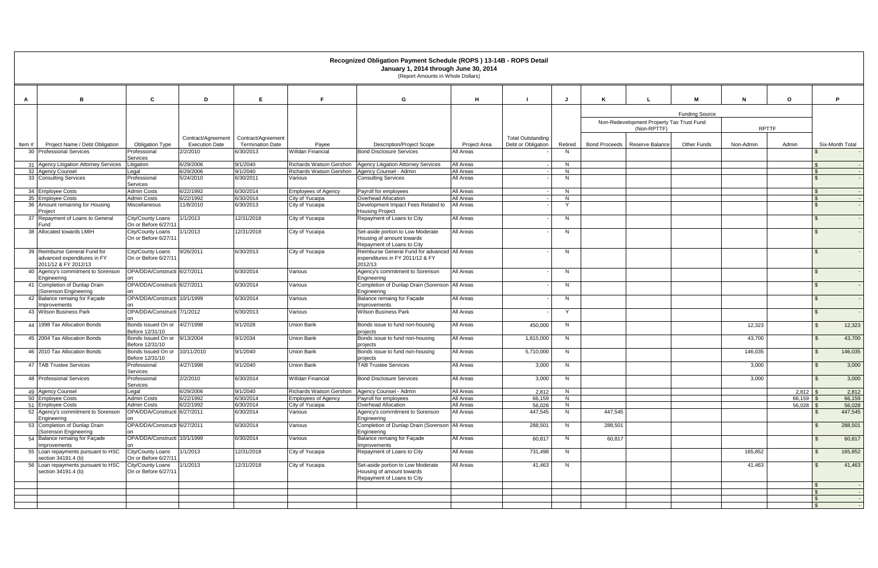# Recognized Obligation Payment Schedule (ROPS ) 13-14B - ROPS Detail

**January 1, 2014 through June 30, 2014**

(Report Amounts in Whole Dollars)

| A | B | C | D | E | F | G | H | I | J | K | L | M | N | O | P |
|---|---|---|---|---|---|---|---|---|---|---|---|---|---|---|---|
| | | | | | | | | | | Funding Source | | | | | |
| | | | | | | | | | | Non-Redevelopment Property Tax Trust Fund (Non-RPTTF) | | | RPTTF | | |
| Item # | Project Name / Debt Obligation | Obligation Type | Contract/Agreement Execution Date | Contract/Agreement Termination Date | Payee | Description/Project Scope | Project Area | Total Outstanding Debt or Obligation | Retired | Bond Proceeds | Reserve Balance | Other Funds | Non-Admin | Admin | Six-Month Total |
| 30 | Professional Services | Professional Services | 2/2/2010 | 6/30/2013 | Willdan Financial | Bond Disclosure Services | All Areas | - | N | | | | | | $ - |
| 31 | Agency Litigation Attorney Services | Litigation | 6/29/2006 | 9/1/2040 | Richards Watson Gershon | Agency Litigation Attorney Services | All Areas | - | N | | | | | | $ - |
| 32 | Agency Counsel | Legal | 6/29/2006 | 9/1/2040 | Richards Watson Gershon | Agency Counsel - Admin | All Areas | - | N | | | | | | $ - |
| 33 | Consulting Services | Professional Services | 5/24/2010 | 6/30/2011 | Various | Consulting Services | All Areas | - | N | | | | | | $ - |
| 34 | Employee Costs | Admin Costs | 6/22/1992 | 6/30/2014 | Employees of Agency | Payroll for employees | All Areas | - | N | | | | | | $ - |
| 35 | Employee Costs | Admin Costs | 6/22/1992 | 6/30/2014 | City of Yucaipa | Overhead Allocation | All Areas | - | N | | | | | | $ - |
| 36 | Amount remaining for Housing Project | Miscellaneous | 11/8/2010 | 6/30/2013 | City of Yucaipa | Development Impact Fees Related to Housing Project | All Areas | - | Y | | | | | | $ - |
| 37 | Repayment of Loans to General Fund | City/County Loans On or Before 6/27/11 | 1/1/2013 | 12/31/2018 | City of Yucaipa | Repayment of Loans to City | All Areas | - | N | | | | | | $ - |
| 38 | Allocated towards LMIH | City/County Loans On or Before 6/27/11 | 1/1/2013 | 12/31/2018 | City of Yucaipa | Set-aside portion to Low Moderate Housing of amount towards Repayment of Loans to City | All Areas | - | N | | | | | | $ - |
| 39 | Reimburse General Fund for advanced expenditures in FY 2011/12 & FY 2012/13 | City/County Loans On or Before 6/27/11 | 9/26/2011 | 6/30/2013 | City of Yucaipa | Reimburse General Fund for advanced expenditures in FY 2011/12 & FY 2012/13 | All Areas | - | N | | | | | | $ - |
| 40 | Agency's commitment to Sorenson Engineering | OPA/DDA/Construction | 6/27/2011 | 6/30/2014 | Various | Agency's commitment to Sorenson Engineering | All Areas | - | N | | | | | | $ - |
| 41 | Completion of Dunlap Drain (Sorenson Engineering | OPA/DDA/Construction | 6/27/2011 | 6/30/2014 | Various | Completion of Dunlap Drain (Sorenson Engineering | All Areas | - | N | | | | | | $ - |
| 42 | Balance remaing for Façade Improvements | OPA/DDA/Construction | 10/1/1999 | 6/30/2014 | Various | Balance remaing for Façade Improvements | All Areas | - | N | | | | | | $ - |
| 43 | Wilson Business Park | OPA/DDA/Construction | 7/1/2012 | 6/30/2013 | Various | Wilson Business Park | All Areas | - | Y | | | | | | $ - |
| 44 | 1998 Tax Allocation Bonds | Bonds Issued On or Before 12/31/10 | 4/27/1998 | 9/1/2028 | Union Bank | Bonds issue to fund non-housing projects | All Areas | 450,000 | N | | | | 12,323 | | $ 12,323 |
| 45 | 2004 Tax Allocation Bonds | Bonds Issued On or Before 12/31/10 | 9/13/2004 | 9/1/2034 | Union Bank | Bonds issue to fund non-housing projects | All Areas | 1,815,000 | N | | | | 43,700 | | $ 43,700 |
| 46 | 2010 Tax Allocation Bonds | Bonds Issued On or Before 12/31/10 | 10/11/2010 | 9/1/2040 | Union Bank | Bonds issue to fund non-housing projects | All Areas | 5,710,000 | N | | | | 146,035 | | $ 146,035 |
| 47 | TAB Trustee Services | Professional Services | 4/27/1998 | 9/1/2040 | Union Bank | TAB Trustee Services | All Areas | 3,000 | N | | | | 3,000 | | $ 3,000 |
| 48 | Professional Services | Professional Services | 2/2/2010 | 6/30/2014 | Willdan Financial | Bond Disclosure Services | All Areas | 3,000 | N | | | | 3,000 | | $ 3,000 |
| 49 | Agency Counsel | Legal | 6/29/2006 | 9/1/2040 | Richards Watson Gershon | Agency Counsel - Admin | All Areas | 2,812 | N | | | | | 2,812 | $ 2,812 |
| 50 | Employee Costs | Admin Costs | 6/22/1992 | 6/30/2014 | Employees of Agency | Payroll for employees | All Areas | 66,159 | N | | | | | 66,159 | $ 66,159 |
| 51 | Employee Costs | Admin Costs | 6/22/1992 | 6/30/2014 | City of Yucaipa | Overhead Allocation | All Areas | 56,028 | N | | | | | 56,028 | $ 56,028 |
| 52 | Agency's commitment to Sorenson Engineering | OPA/DDA/Construction | 6/27/2011 | 6/30/2014 | Various | Agency's commitment to Sorenson Engineering | All Areas | 447,545 | N | 447,545 | | | | | $ 447,545 |
| 53 | Completion of Dunlap Drain (Sorenson Engineering | OPA/DDA/Construction | 6/27/2011 | 6/30/2014 | Various | Completion of Dunlap Drain (Sorenson Engineering | All Areas | 288,501 | N | 288,501 | | | | | $ 288,501 |
| 54 | Balance remaing for Façade Improvements | OPA/DDA/Construction | 10/1/1999 | 6/30/2014 | Various | Balance remaing for Façade Improvements | All Areas | 60,817 | N | 60,817 | | | | | $ 60,817 |
| 55 | Loan repayments pursuant to HSC section 34191.4 (b) | City/County Loans On or Before 6/27/11 | 1/1/2013 | 12/31/2018 | City of Yucaipa | Repayment of Loans to City | All Areas | 731,498 | N | | | | 165,852 | | $ 165,852 |
| 56 | Loan repayments pursuant to HSC section 34191.4 (b) | City/County Loans On or Before 6/27/11 | 1/1/2013 | 12/31/2018 | City of Yucaipa | Set-aside portion to Low Moderate Housing of amount towards Repayment of Loans to City | All Areas | 41,463 | N | | | | 41,463 | | $ 41,463 |
| | | | | | | | | | | | | | | | $ - |
| | | | | | | | | | | | | | | | $ - |
| | | | | | | | | | | | | | | | $ - |
| | | | | | | | | | | | | | | | $ - |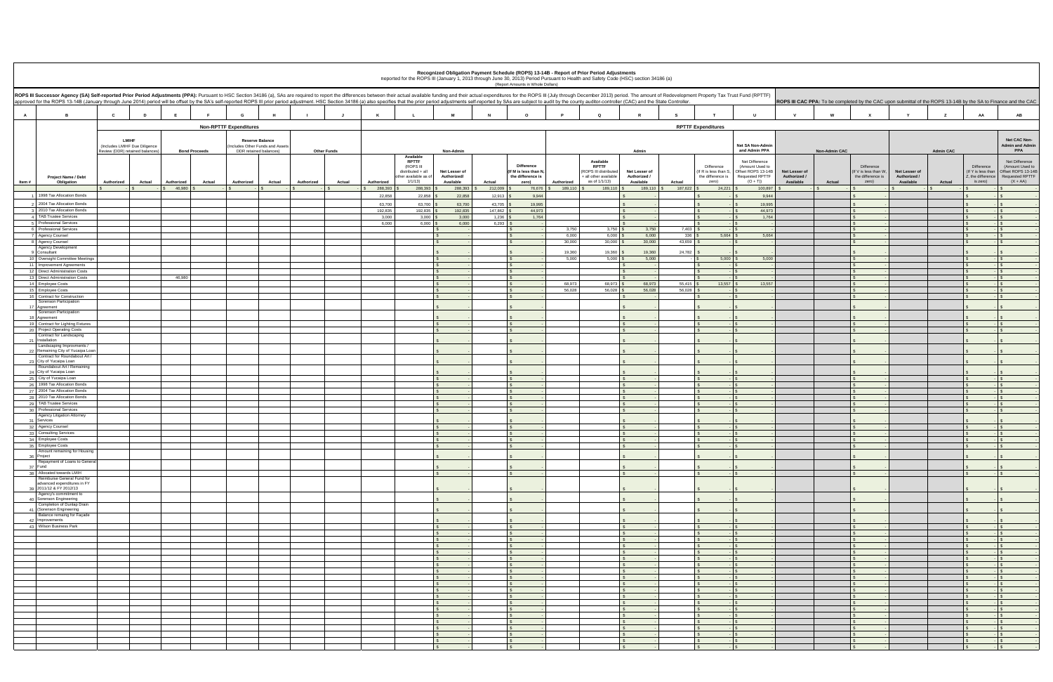# Recognized Obligation Payment Schedule (ROPS) 13-14B - Report of Prior Period Adjustments

Reported for the ROPS III (January 1, 2013 through June 30, 2013) Period Pursuant to Health and Safety Code (HSC) section 34186 (a)

(Report Amounts in Whole Dollars)

**ROPS III Successor Agency (SA) Self-reported Prior Period Adjustments (PPA):** Pursuant to HSC Section 34186 (a), SAs are required to report the differences between their actual available funding and their actual expenditures for the ROPS III (July through December 2013) period. The amount of Redevelopment Property Tax Trust Fund (RPTTF) approved for the ROPS 13-14B (January through June 2014) period will be offset by the SA's self-reported ROPS III prior period adjustment. HSC Section 34186 (a) also specifies that the prior period adjustments self-reported by SAs are subject to audit by the county auditor-controller (CAC) and the State Controller.

**ROPS III CAC PPA:** To be completed by the CAC upon submittal of the ROPS 13-14B by the SA to Finance and the CAC

| A | B | C | D | E | F | G | H | I | J | K | L | M | N | O | P | Q | R | S | T | U | V | W | X | Y | Z | AA | AB |
|---|---|---|---|---|---|---|---|---|---|---|---|---|---|---|---|---|---|---|---|---|---|---|---|---|---|---|---|
| | | Non-RPTTF Expenditures | | | | | | | | RPTTF Expenditures | | | | | | | | | | | | | | | | | |
| | | LMIHF (Includes LMIHF Due Diligence Review (DDR) retained balances) | | Bond Proceeds | | Reserve Balance (Includes Other Funds and Assets DDR retained balances) | | Other Funds | | Non-Admin | | | | | Admin | | | | | Net SA Non-Admin and Admin PPA | Non-Admin CAC | | | Admin CAC | | | Net CAC Non-Admin and Admin PPA |
| Item # | Project Name / Debt Obligation | Authorized | Actual | Authorized | Actual | Authorized | Actual | Authorized | Actual | Authorized | Available RPTTF (ROPS III distributed + all other available as of 1/1/13) | Net Lesser of Authorized/ Available | Actual | Difference (If M is less than N, the difference is zero) | Authorized | Available RPTTF (ROPS III distributed + all other available as of 1/1/13) | Net Lesser of Authorized / Available | Actual | Difference (If R is less than S, the difference is zero) | Net Difference (Amount Used to Offset ROPS 13-14B Requested RPTTF (O + T)) | Net Lesser of Authorized / Available | Actual | Difference (If V is less than W, the difference is zero) | Net Lesser of Authorized / Available | Actual | Difference (If Y is less than Z, the difference is zero) | Net Difference (Amount Used to Offset ROPS 13-14B Requested RPTTF (X + AA)) |
| | | $ - | $ - | $ 46,980 | $ - | $ - | $ - | $ - | $ - | $ 288,393 | $ 288,393 | $ 288,393 | $ 212,009 | $ 76,676 | $ 189,110 | $ 189,110 | $ 189,110 | $ 187,622 | $ 24,221 | $ 100,897 | $ - | $ - | $ - | $ - | $ - | $ - | $ - |
| 1 | 1998 Tax Allocation Bonds | | | | | | | | | 22,858 | 22,858 | $ 22,858 | 12,913 | $ 9,944 | | | $ - | | $ - | $ 9,944 | | | $ - | | | $ - | $ - |
| 2 | 2004 Tax Allocation Bonds | | | | | | | | | 63,700 | 63,700 | $ 63,700 | 43,705 | $ 19,995 | | | $ - | | $ - | $ 19,995 | | | $ - | | | $ - | $ - |
| 3 | 2010 Tax Allocation Bonds | | | | | | | | | 192,835 | 192,835 | $ 192,835 | 147,862 | $ 44,973 | | | $ - | | $ - | $ 44,973 | | | $ - | | | $ - | $ - |
| 4 | TAB Trustee Services | | | | | | | | | 3,000 | 3,000 | $ 3,000 | 1,236 | $ 1,764 | | | $ - | | $ - | $ 1,764 | | | $ - | | | $ - | $ - |
| 5 | Professional Services | | | | | | | | | 6,000 | 6,000 | $ 6,000 | 6,293 | $ - | | | $ - | | $ - | $ - | | | $ - | | | $ - | $ - |
| 6 | Professional Services | | | | | | | | | | | $ - | | $ - | 3,750 | 3,750 | $ 3,750 | 7,403 | $ - | $ - | | | $ - | | | $ - | $ - |
| 7 | Agency Counsel | | | | | | | | | | | $ - | | $ - | 6,000 | 6,000 | $ 6,000 | 336 | $ 5,664 | $ 5,664 | | | $ - | | | $ - | $ - |
| 8 | Agency Counsel | | | | | | | | | | | $ - | | $ - | 30,000 | 30,000 | $ 30,000 | 43,659 | $ - | $ - | | | $ - | | | $ - | $ - |
| 9 | Agency Development Consultant | | | | | | | | | | | $ - | | $ - | 19,360 | 19,360 | $ 19,360 | 24,782 | $ - | $ - | | | $ - | | | $ - | $ - |
| 10 | Oversight Committee Meetings | | | | | | | | | | | $ - | | $ - | 5,000 | 5,000 | $ 5,000 | | $ 5,000 | $ 5,000 | | | $ - | | | $ - | $ - |
| 11 | Improvement Agreements | | | | | | | | | | | $ - | | $ - | | | $ - | | $ - | $ - | | | $ - | | | $ - | $ - |
| 12 | Direct Administration Costs | | | | | | | | | | | $ - | | $ - | | | $ - | | $ - | $ - | | | $ - | | | $ - | $ - |
| 13 | Direct Administration Costs | | | 46,980 | | | | | | | | $ - | | $ - | | | $ - | | $ - | $ - | | | $ - | | | $ - | $ - |
| 14 | Employee Costs | | | | | | | | | | | $ - | | $ - | 68,973 | 68,973 | $ 68,973 | 55,415 | $ 13,557 | $ 13,557 | | | $ - | | | $ - | $ - |
| 15 | Employee Costs | | | | | | | | | | | $ - | | $ - | 56,028 | 56,028 | $ 56,028 | 56,028 | $ - | $ - | | | $ - | | | $ - | $ - |
| 16 | Contract for Construction | | | | | | | | | | | $ - | | $ - | | | $ - | | $ - | $ - | | | $ - | | | $ - | $ - |
| 17 | Sorenson Participation Agreement | | | | | | | | | | | $ - | | $ - | | | $ - | | $ - | $ - | | | $ - | | | $ - | $ - |
| 18 | Sorenson Participation Agreement | | | | | | | | | | | $ - | | $ - | | | $ - | | $ - | $ - | | | $ - | | | $ - | $ - |
| 19 | Contract for Lighting Fixtures | | | | | | | | | | | $ - | | $ - | | | $ - | | $ - | $ - | | | $ - | | | $ - | $ - |
| 20 | Project Operating Costs | | | | | | | | | | | $ - | | $ - | | | $ - | | $ - | $ - | | | $ - | | | $ - | $ - |
| 21 | Contract for Landscaping Installation | | | | | | | | | | | $ - | | $ - | | | $ - | | $ - | $ - | | | $ - | | | $ - | $ - |
| 22 | Landscaping Improvments / Remaining City of Yucaipa Loan | | | | | | | | | | | $ - | | $ - | | | $ - | | $ - | $ - | | | $ - | | | $ - | $ - |
| 23 | Contract for Roundabout Art / City of Yucaipa Loan | | | | | | | | | | | $ - | | $ - | | | $ - | | $ - | $ - | | | $ - | | | $ - | $ - |
| 24 | Roundabout Art / Remaining City of Yucaipa Loan | | | | | | | | | | | $ - | | $ - | | | $ - | | $ - | $ - | | | $ - | | | $ - | $ - |
| 25 | City of Yucaipa Loan | | | | | | | | | | | $ - | | $ - | | | $ - | | $ - | $ - | | | $ - | | | $ - | $ - |
| 26 | 1998 Tax Allocation Bonds | | | | | | | | | | | $ - | | $ - | | | $ - | | $ - | $ - | | | $ - | | | $ - | $ - |
| 27 | 2004 Tax Allocation Bonds | | | | | | | | | | | $ - | | $ - | | | $ - | | $ - | $ - | | | $ - | | | $ - | $ - |
| 28 | 2010 Tax Allocation Bonds | | | | | | | | | | | $ - | | $ - | | | $ - | | $ - | $ - | | | $ - | | | $ - | $ - |
| 29 | TAB Trustee Services | | | | | | | | | | | $ - | | $ - | | | $ - | | $ - | $ - | | | $ - | | | $ - | $ - |
| 30 | Professional Services | | | | | | | | | | | $ - | | $ - | | | $ - | | $ - | $ - | | | $ - | | | $ - | $ - |
| 31 | Agency Litigation Attorney Services | | | | | | | | | | | $ - | | $ - | | | $ - | | $ - | $ - | | | $ - | | | $ - | $ - |
| 32 | Agency Counsel | | | | | | | | | | | $ - | | $ - | | | $ - | | $ - | $ - | | | $ - | | | $ - | $ - |
| 33 | Consulting Services | | | | | | | | | | | $ - | | $ - | | | $ - | | $ - | $ - | | | $ - | | | $ - | $ - |
| 34 | Employee Costs | | | | | | | | | | | $ - | | $ - | | | $ - | | $ - | $ - | | | $ - | | | $ - | $ - |
| 35 | Employee Costs | | | | | | | | | | | $ - | | $ - | | | $ - | | $ - | $ - | | | $ - | | | $ - | $ - |
| 36 | Amount remaining for Housing Project | | | | | | | | | | | $ - | | $ - | | | $ - | | $ - | $ - | | | $ - | | | $ - | $ - |
| 37 | Repayment of Loans to General Fund | | | | | | | | | | | $ - | | $ - | | | $ - | | $ - | $ - | | | $ - | | | $ - | $ - |
| 38 | Allocated towards LMIH | | | | | | | | | | | $ - | | $ - | | | $ - | | $ - | $ - | | | $ - | | | $ - | $ - |
| 39 | Reimburse General Fund for advanced expenditures in FY 2011/12 & FY 2012/13 | | | | | | | | | | | $ - | | $ - | | | $ - | | $ - | $ - | | | $ - | | | $ - | $ - |
| 40 | Agency's commitment to Sorenson Engineering | | | | | | | | | | | $ - | | $ - | | | $ - | | $ - | $ - | | | $ - | | | $ - | $ - |
| 41 | Completion of Dunlap Drain (Sorenson Engineering) | | | | | | | | | | | $ - | | $ - | | | $ - | | $ - | $ - | | | $ - | | | $ - | $ - |
| 42 | Balance remaing for Façade Improvements | | | | | | | | | | | $ - | | $ - | | | $ - | | $ - | $ - | | | $ - | | | $ - | $ - |
| 43 | Wilson Business Park | | | | | | | | | | | $ - | | $ - | | | $ - | | $ - | $ - | | | $ - | | | $ - | $ - |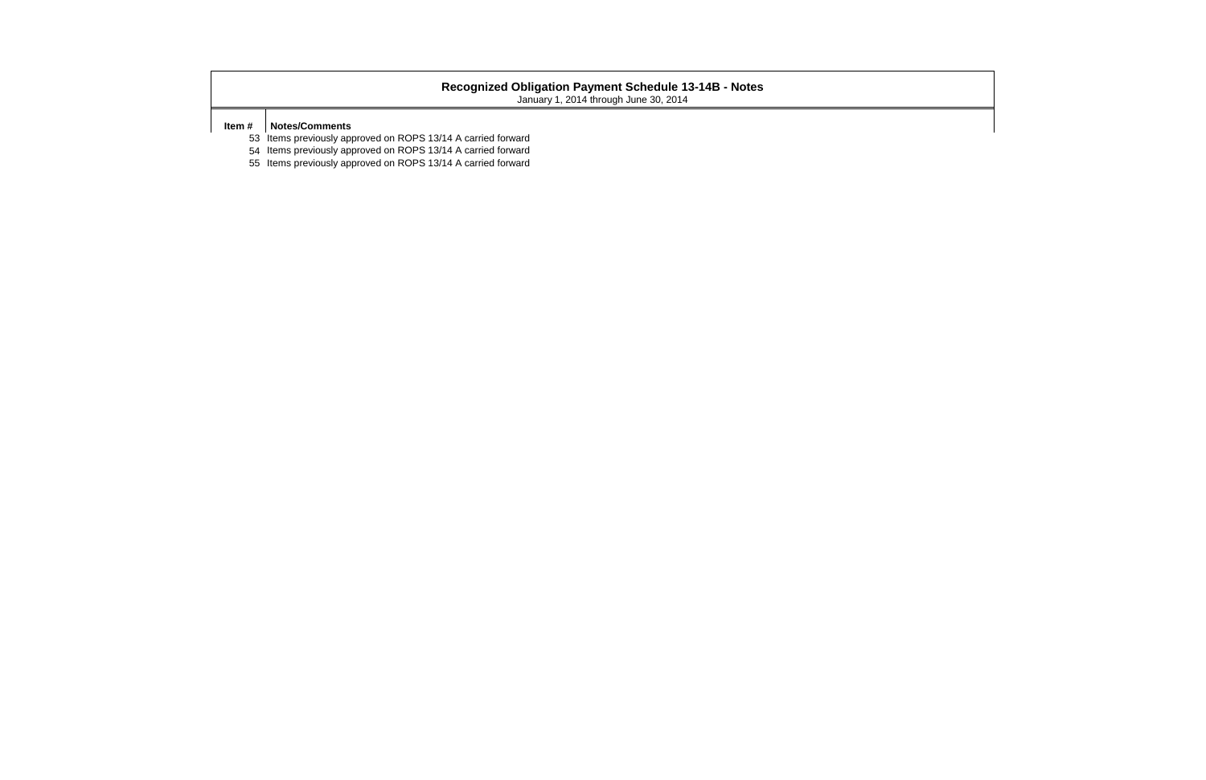# Recognized Obligation Payment Schedule 13-14B - Notes

January 1, 2014 through June 30, 2014

| Item # | Notes/Comments |
| --- | --- |
| 53 | Items previously approved on ROPS 13/14 A carried forward |
| 54 | Items previously approved on ROPS 13/14 A carried forward |
| 55 | Items previously approved on ROPS 13/14 A carried forward |